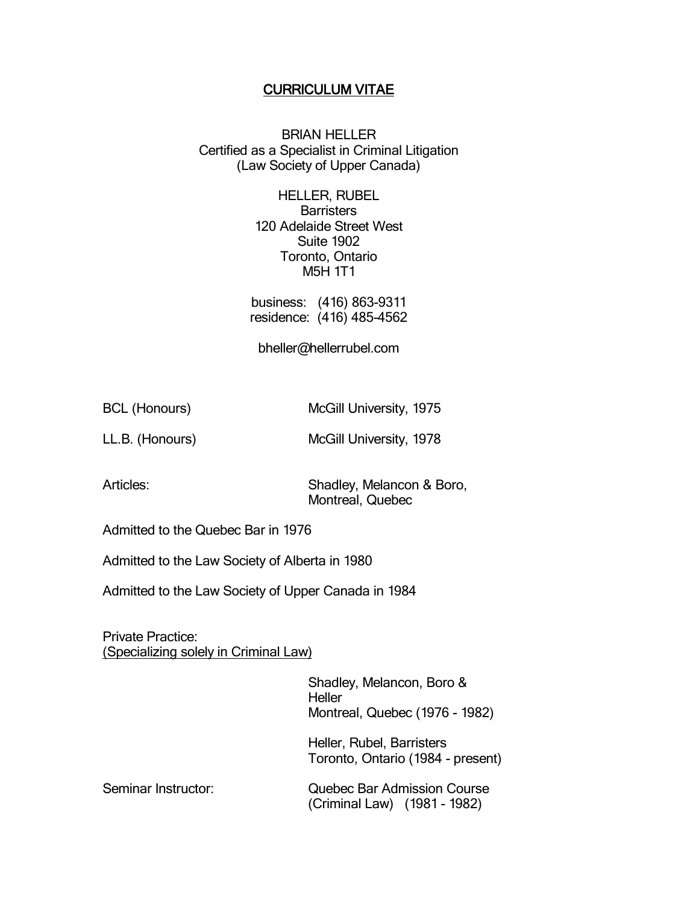# CURRICULUM VITAE

BRIAN HELLER
Certified as a Specialist in Criminal Litigation
(Law Society of Upper Canada)

HELLER, RUBEL
Barristers
120 Adelaide Street West
Suite 1902
Toronto, Ontario
M5H 1T1

business: (416) 863-9311
residence: (416) 485-4562

bheller@hellerrubel.com

BCL (Honours) McGill University, 1975

LL.B. (Honours) McGill University, 1978

Articles: Shadley, Melancon & Boro, Montreal, Quebec

Admitted to the Quebec Bar in 1976

Admitted to the Law Society of Alberta in 1980

Admitted to the Law Society of Upper Canada in 1984

Private Practice:
(Specializing solely in Criminal Law)

Shadley, Melancon, Boro & Heller
Montreal, Quebec (1976 - 1982)

Heller, Rubel, Barristers
Toronto, Ontario (1984 - present)

Seminar Instructor: Quebec Bar Admission Course (Criminal Law) (1981 - 1982)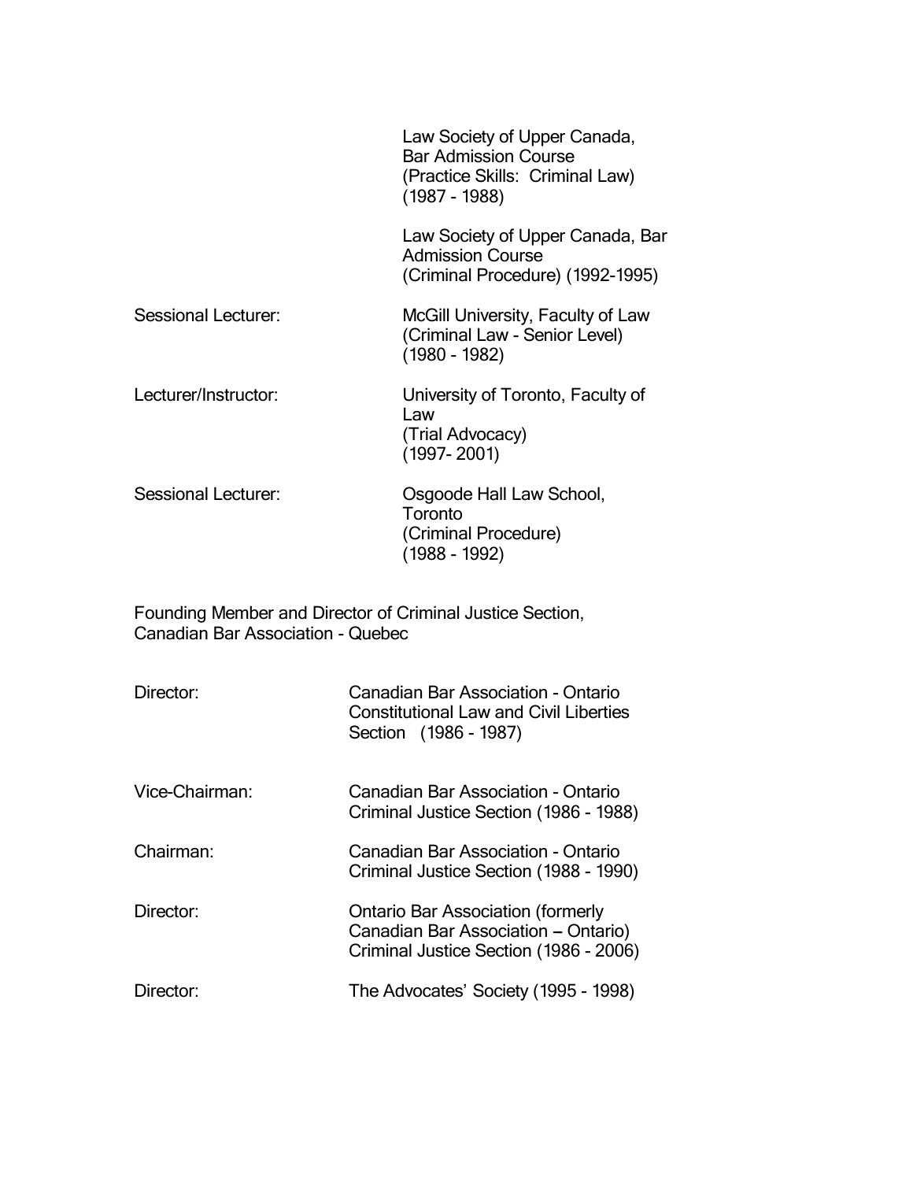| | |
|---|---|
| | Law Society of Upper Canada, Bar Admission Course (Practice Skills: Criminal Law) (1987 - 1988) |
| | Law Society of Upper Canada, Bar Admission Course (Criminal Procedure) (1992-1995) |
| Sessional Lecturer: | McGill University, Faculty of Law (Criminal Law - Senior Level) (1980 - 1982) |
| Lecturer/Instructor: | University of Toronto, Faculty of Law (Trial Advocacy) (1997- 2001) |
| Sessional Lecturer: | Osgoode Hall Law School, Toronto (Criminal Procedure) (1988 - 1992) |

Founding Member and Director of Criminal Justice Section, Canadian Bar Association - Quebec

| | |
|---|---|
| Director: | Canadian Bar Association - Ontario Constitutional Law and Civil Liberties Section (1986 - 1987) |
| Vice-Chairman: | Canadian Bar Association - Ontario Criminal Justice Section (1986 - 1988) |
| Chairman: | Canadian Bar Association - Ontario Criminal Justice Section (1988 - 1990) |
| Director: | Ontario Bar Association (formerly Canadian Bar Association – Ontario) Criminal Justice Section (1986 - 2006) |
| Director: | The Advocates' Society (1995 - 1998) |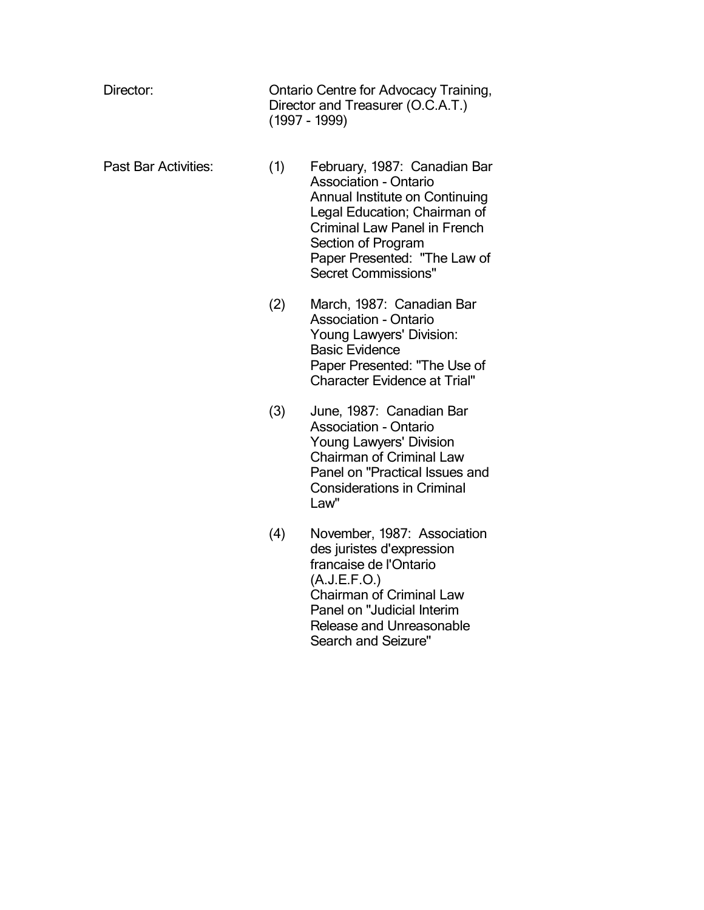Director: Ontario Centre for Advocacy Training, Director and Treasurer (O.C.A.T.) (1997 - 1999)

Past Bar Activities:

(1) February, 1987: Canadian Bar Association - Ontario
Annual Institute on Continuing Legal Education; Chairman of Criminal Law Panel in French Section of Program
Paper Presented: "The Law of Secret Commissions"

(2) March, 1987: Canadian Bar Association - Ontario
Young Lawyers' Division: Basic Evidence
Paper Presented: "The Use of Character Evidence at Trial"

(3) June, 1987: Canadian Bar Association - Ontario
Young Lawyers' Division
Chairman of Criminal Law Panel on "Practical Issues and Considerations in Criminal Law"

(4) November, 1987: Association des juristes d'expression francaise de l'Ontario (A.J.E.F.O.)
Chairman of Criminal Law Panel on "Judicial Interim Release and Unreasonable Search and Seizure"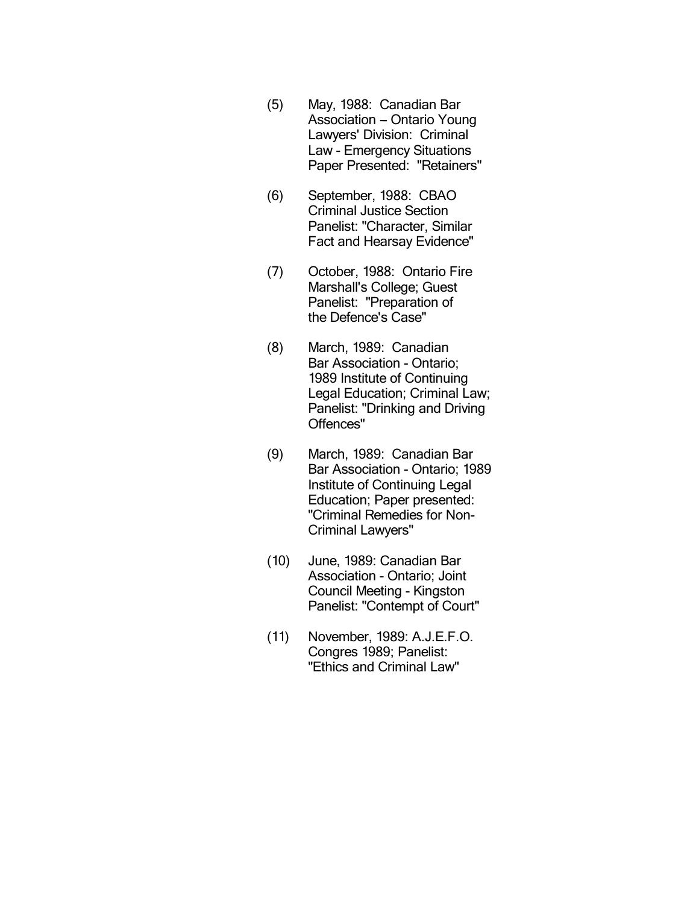(5) May, 1988: Canadian Bar Association – Ontario Young Lawyers' Division: Criminal Law - Emergency Situations Paper Presented: "Retainers"

(6) September, 1988: CBAO Criminal Justice Section Panelist: "Character, Similar Fact and Hearsay Evidence"

(7) October, 1988: Ontario Fire Marshall's College; Guest Panelist: "Preparation of the Defence's Case"

(8) March, 1989: Canadian Bar Association - Ontario; 1989 Institute of Continuing Legal Education; Criminal Law; Panelist: "Drinking and Driving Offences"

(9) March, 1989: Canadian Bar Bar Association - Ontario; 1989 Institute of Continuing Legal Education; Paper presented: "Criminal Remedies for Non-Criminal Lawyers"

(10) June, 1989: Canadian Bar Association - Ontario; Joint Council Meeting - Kingston Panelist: "Contempt of Court"

(11) November, 1989: A.J.E.F.O. Congres 1989; Panelist: "Ethics and Criminal Law"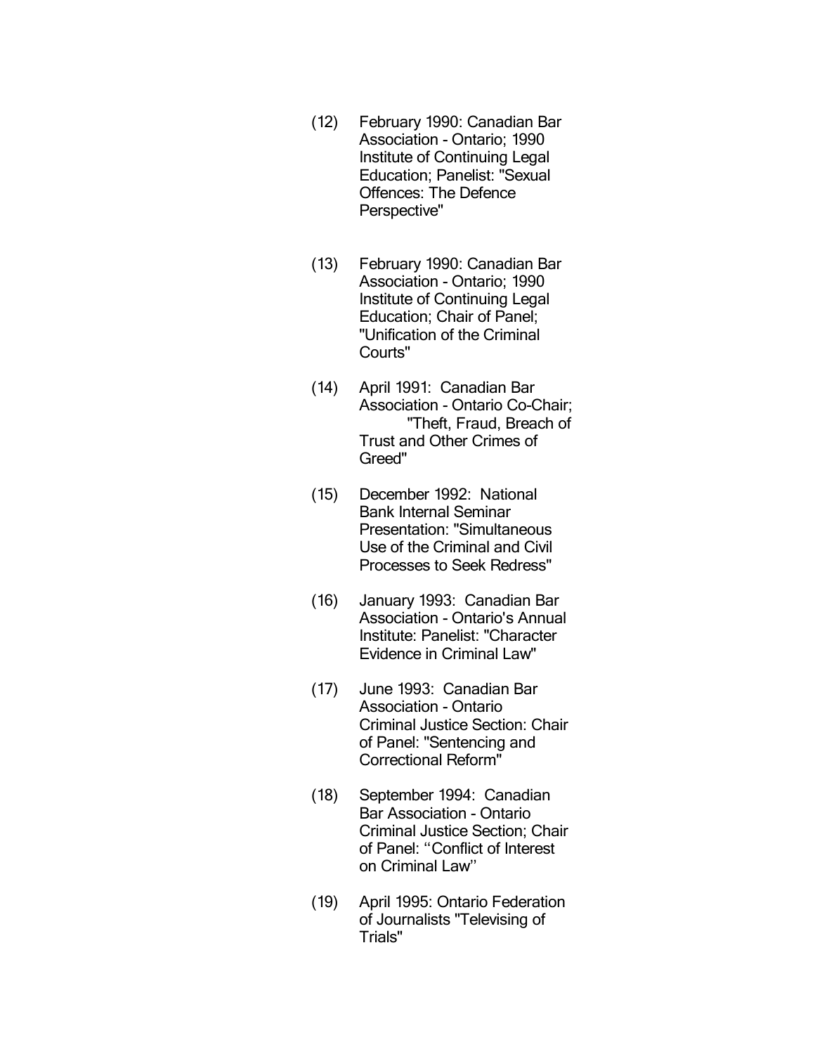(12) February 1990: Canadian Bar Association - Ontario; 1990 Institute of Continuing Legal Education; Panelist: "Sexual Offences: The Defence Perspective"

(13) February 1990: Canadian Bar Association - Ontario; 1990 Institute of Continuing Legal Education; Chair of Panel; "Unification of the Criminal Courts"

(14) April 1991: Canadian Bar Association - Ontario Co-Chair; "Theft, Fraud, Breach of Trust and Other Crimes of Greed"

(15) December 1992: National Bank Internal Seminar Presentation: "Simultaneous Use of the Criminal and Civil Processes to Seek Redress"

(16) January 1993: Canadian Bar Association - Ontario's Annual Institute: Panelist: "Character Evidence in Criminal Law"

(17) June 1993: Canadian Bar Association - Ontario Criminal Justice Section: Chair of Panel: "Sentencing and Correctional Reform"

(18) September 1994: Canadian Bar Association - Ontario Criminal Justice Section; Chair of Panel: ''Conflict of Interest on Criminal Law''

(19) April 1995: Ontario Federation of Journalists "Televising of Trials"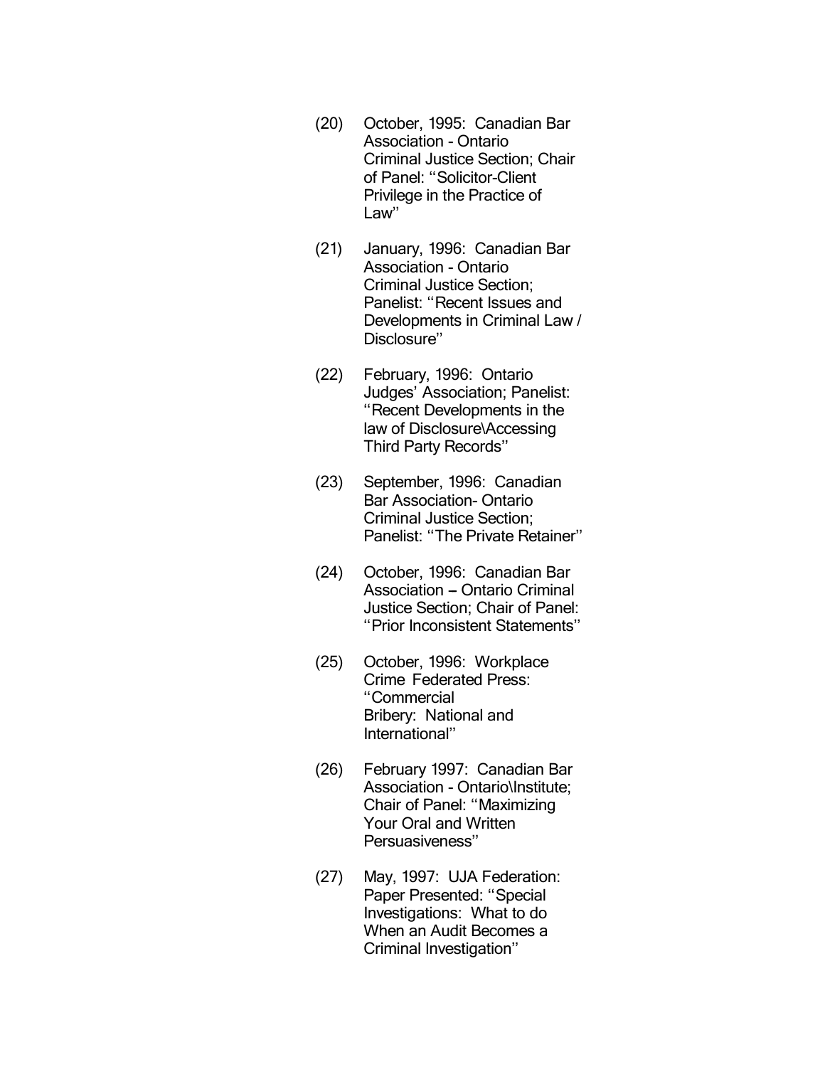(20) October, 1995: Canadian Bar Association - Ontario Criminal Justice Section; Chair of Panel: ''Solicitor-Client Privilege in the Practice of Law''

(21) January, 1996: Canadian Bar Association - Ontario Criminal Justice Section; Panelist: ''Recent Issues and Developments in Criminal Law / Disclosure''

(22) February, 1996: Ontario Judges' Association; Panelist: ''Recent Developments in the law of Disclosure\Accessing Third Party Records''

(23) September, 1996: Canadian Bar Association- Ontario Criminal Justice Section; Panelist: ''The Private Retainer''

(24) October, 1996: Canadian Bar Association – Ontario Criminal Justice Section; Chair of Panel: ''Prior Inconsistent Statements''

(25) October, 1996: Workplace Crime Federated Press: ''Commercial Bribery: National and International''

(26) February 1997: Canadian Bar Association - Ontario\Institute; Chair of Panel: ''Maximizing Your Oral and Written Persuasiveness''

(27) May, 1997: UJA Federation: Paper Presented: ''Special Investigations: What to do When an Audit Becomes a Criminal Investigation''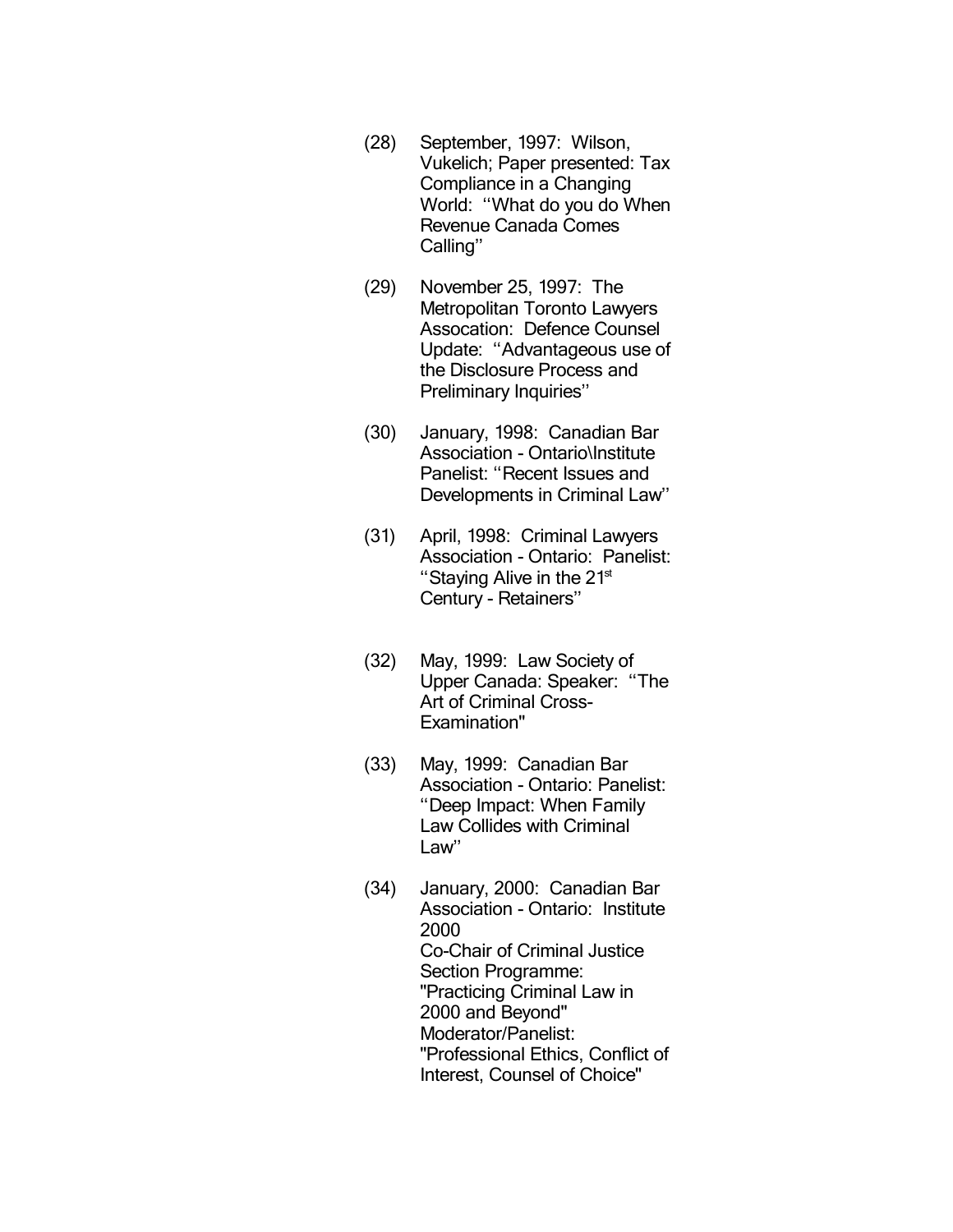(28) September, 1997: Wilson, Vukelich; Paper presented: Tax Compliance in a Changing World: ‘‘What do you do When Revenue Canada Comes Calling’’

(29) November 25, 1997: The Metropolitan Toronto Lawyers Assocation: Defence Counsel Update: ‘‘Advantageous use of the Disclosure Process and Preliminary Inquiries’’

(30) January, 1998: Canadian Bar Association - Ontario\Institute Panelist: ‘‘Recent Issues and Developments in Criminal Law’’

(31) April, 1998: Criminal Lawyers Association - Ontario: Panelist: ‘‘Staying Alive in the 21st Century - Retainers’’

(32) May, 1999: Law Society of Upper Canada: Speaker: ‘‘The Art of Criminal Cross-Examination"

(33) May, 1999: Canadian Bar Association - Ontario: Panelist: ‘‘Deep Impact: When Family Law Collides with Criminal Law’’

(34) January, 2000: Canadian Bar Association - Ontario: Institute 2000
Co-Chair of Criminal Justice Section Programme: "Practicing Criminal Law in 2000 and Beyond"
Moderator/Panelist: "Professional Ethics, Conflict of Interest, Counsel of Choice"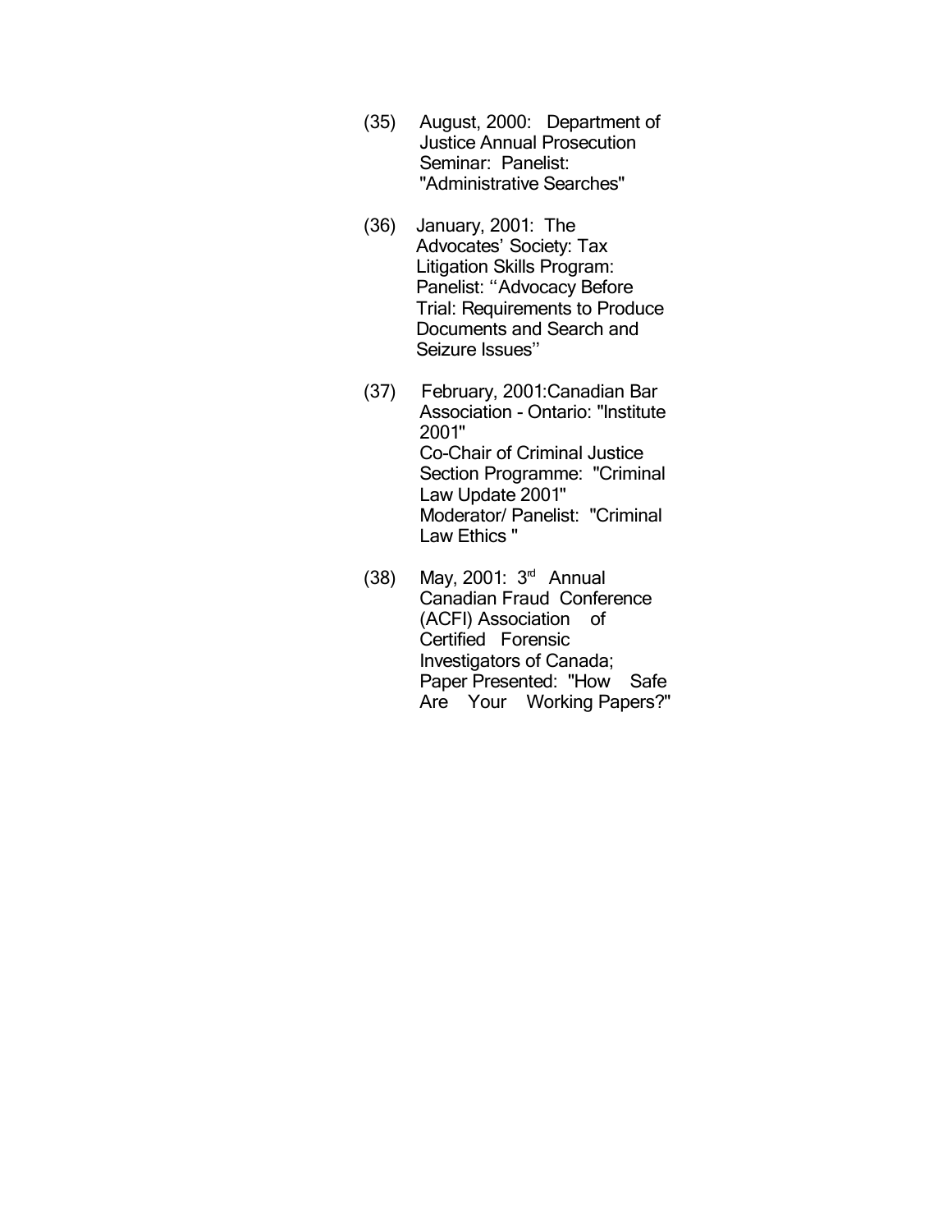(35) August, 2000: Department of Justice Annual Prosecution Seminar: Panelist: "Administrative Searches"

(36) January, 2001: The Advocates' Society: Tax Litigation Skills Program: Panelist: ''Advocacy Before Trial: Requirements to Produce Documents and Search and Seizure Issues''

(37) February, 2001:Canadian Bar Association - Ontario: "Institute 2001"
Co-Chair of Criminal Justice Section Programme: "Criminal Law Update 2001"
Moderator/ Panelist: "Criminal Law Ethics "

(38) May, 2001: 3rd Annual Canadian Fraud Conference (ACFI) Association of Certified Forensic Investigators of Canada; Paper Presented: "How Safe Are Your Working Papers?"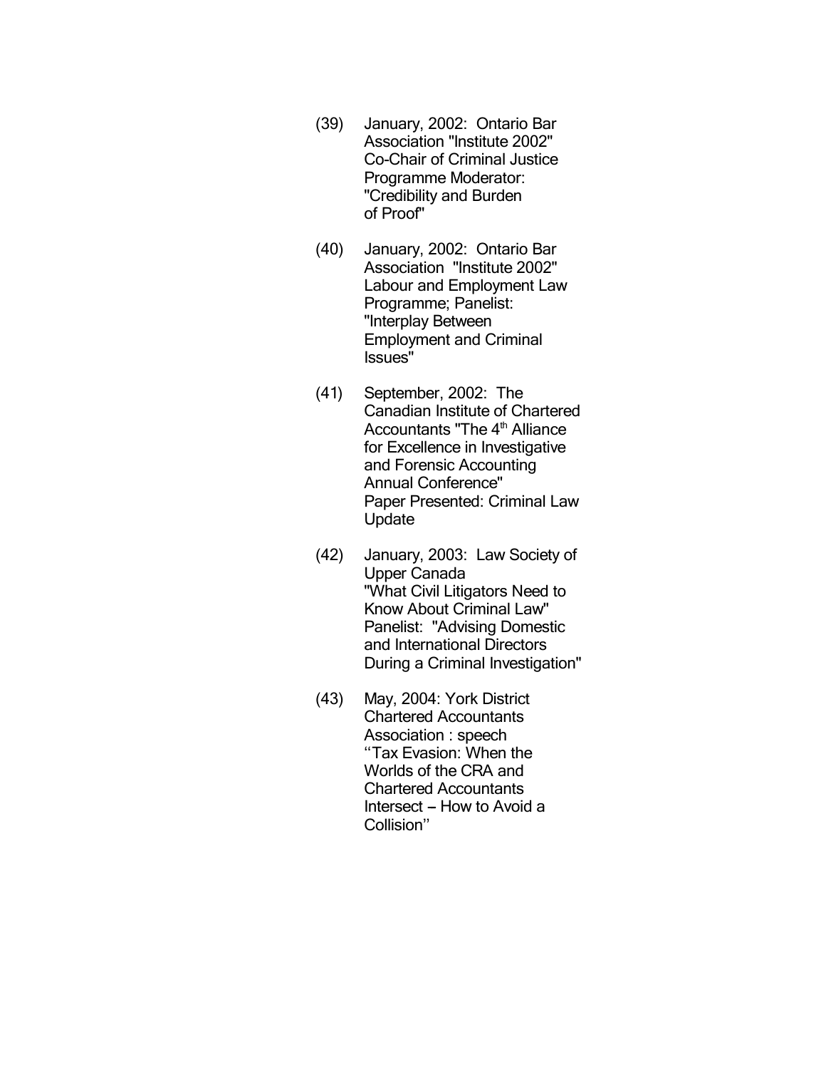(39) January, 2002: Ontario Bar Association "Institute 2002" Co-Chair of Criminal Justice Programme Moderator: "Credibility and Burden of Proof"

(40) January, 2002: Ontario Bar Association "Institute 2002" Labour and Employment Law Programme; Panelist: "Interplay Between Employment and Criminal Issues"

(41) September, 2002: The Canadian Institute of Chartered Accountants "The 4th Alliance for Excellence in Investigative and Forensic Accounting Annual Conference" Paper Presented: Criminal Law Update

(42) January, 2003: Law Society of Upper Canada "What Civil Litigators Need to Know About Criminal Law" Panelist: "Advising Domestic and International Directors During a Criminal Investigation"

(43) May, 2004: York District Chartered Accountants Association : speech "Tax Evasion: When the Worlds of the CRA and Chartered Accountants Intersect – How to Avoid a Collision"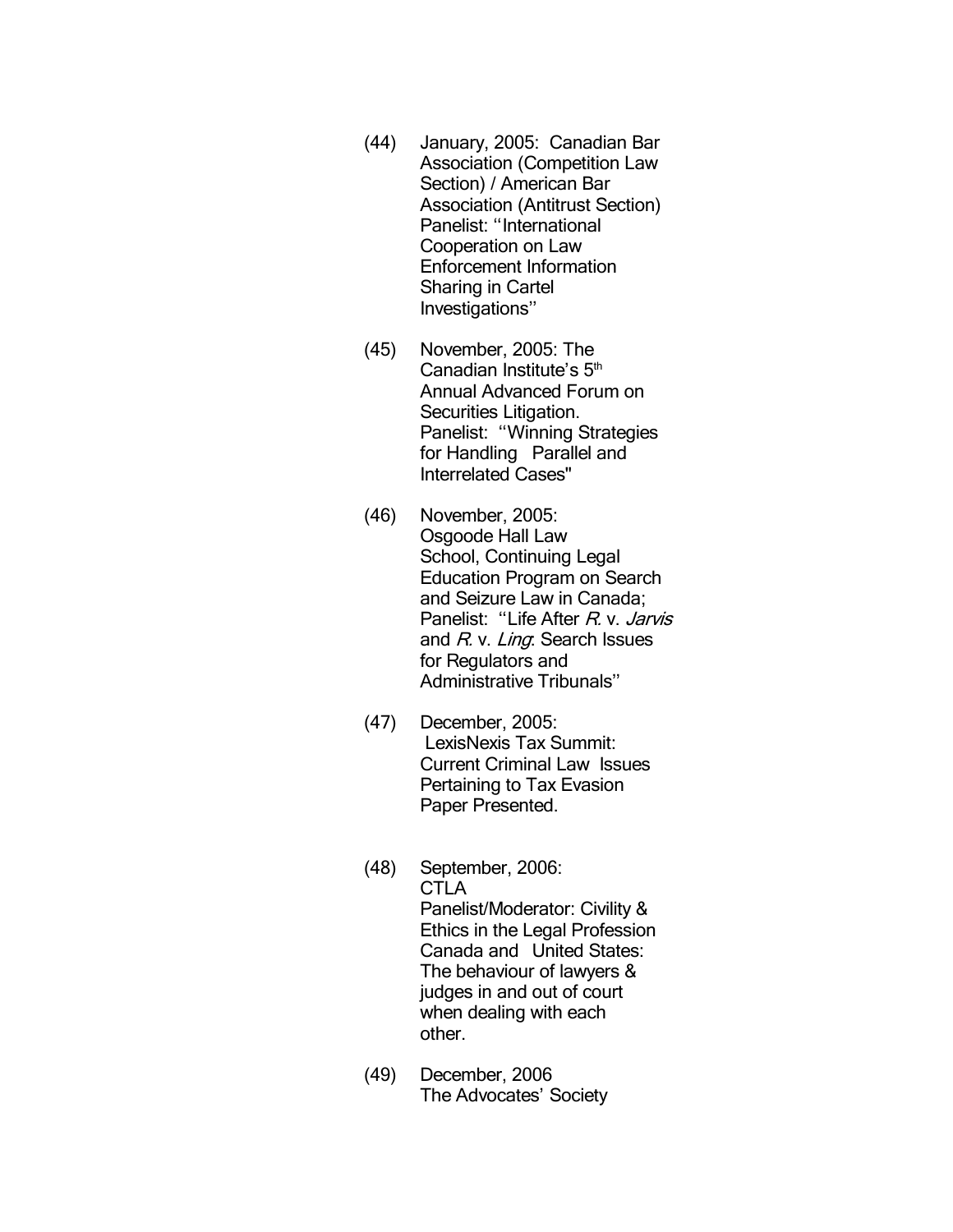(44) January, 2005: Canadian Bar Association (Competition Law Section) / American Bar Association (Antitrust Section) Panelist: ''International Cooperation on Law Enforcement Information Sharing in Cartel Investigations''

(45) November, 2005: The Canadian Institute's 5th Annual Advanced Forum on Securities Litigation. Panelist: ''Winning Strategies for Handling Parallel and Interrelated Cases"

(46) November, 2005: Osgoode Hall Law School, Continuing Legal Education Program on Search and Seizure Law in Canada; Panelist: ''Life After *R.* v. *Jarvis* and *R.* v. *Ling*: Search Issues for Regulators and Administrative Tribunals''

(47) December, 2005: LexisNexis Tax Summit: Current Criminal Law Issues Pertaining to Tax Evasion Paper Presented.

(48) September, 2006: CTLA Panelist/Moderator: Civility & Ethics in the Legal Profession Canada and United States: The behaviour of lawyers & judges in and out of court when dealing with each other.

(49) December, 2006 The Advocates' Society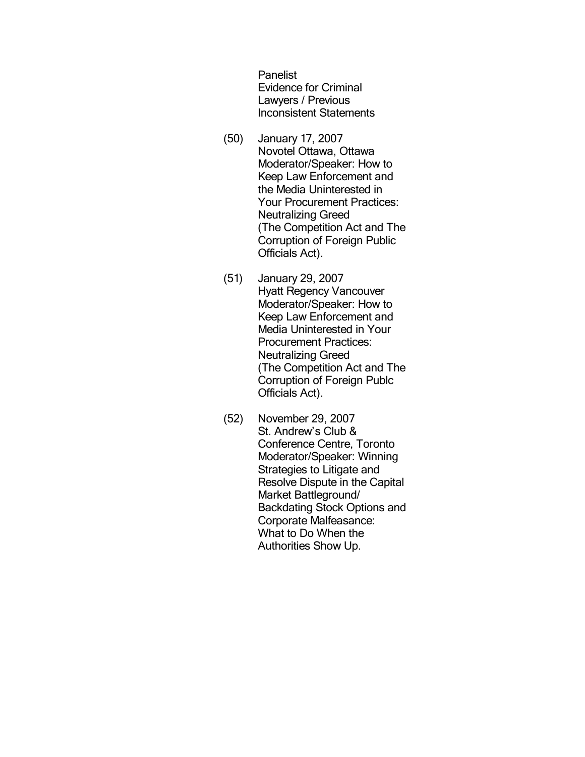Panelist
Evidence for Criminal Lawyers / Previous Inconsistent Statements

(50) January 17, 2007
Novotel Ottawa, Ottawa
Moderator/Speaker: How to Keep Law Enforcement and the Media Uninterested in Your Procurement Practices: Neutralizing Greed (The Competition Act and The Corruption of Foreign Public Officials Act).

(51) January 29, 2007
Hyatt Regency Vancouver
Moderator/Speaker: How to Keep Law Enforcement and Media Uninterested in Your Procurement Practices: Neutralizing Greed (The Competition Act and The Corruption of Foreign Publc Officials Act).

(52) November 29, 2007
St. Andrew's Club & Conference Centre, Toronto
Moderator/Speaker: Winning Strategies to Litigate and Resolve Dispute in the Capital Market Battleground/ Backdating Stock Options and Corporate Malfeasance: What to Do When the Authorities Show Up.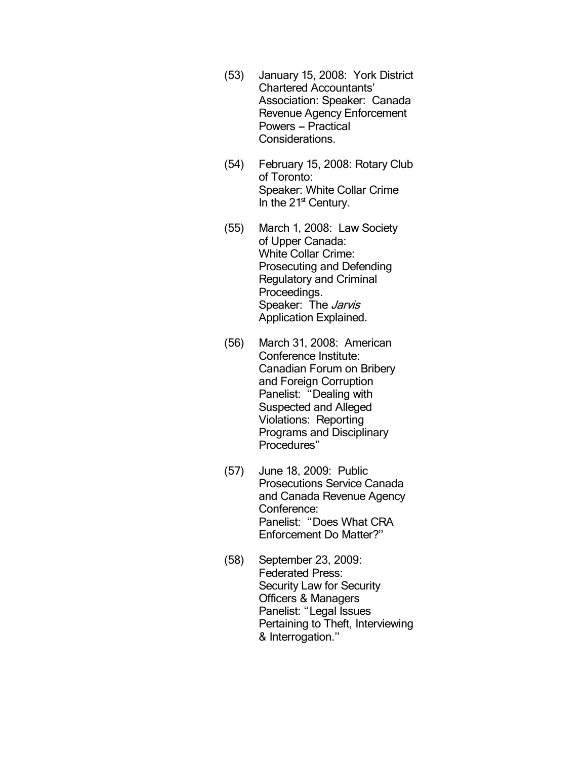(53) January 15, 2008: York District Chartered Accountants' Association: Speaker: Canada Revenue Agency Enforcement Powers – Practical Considerations.

(54) February 15, 2008: Rotary Club of Toronto:
Speaker: White Collar Crime In the 21st Century.

(55) March 1, 2008: Law Society of Upper Canada:
White Collar Crime: Prosecuting and Defending Regulatory and Criminal Proceedings.
Speaker: The *Jarvis* Application Explained.

(56) March 31, 2008: American Conference Institute: Canadian Forum on Bribery and Foreign Corruption
Panelist: ''Dealing with Suspected and Alleged Violations: Reporting Programs and Disciplinary Procedures''

(57) June 18, 2009: Public Prosecutions Service Canada and Canada Revenue Agency Conference:
Panelist: ''Does What CRA Enforcement Do Matter?''

(58) September 23, 2009: Federated Press:
Security Law for Security Officers & Managers
Panelist: ''Legal Issues Pertaining to Theft, Interviewing & Interrogation.''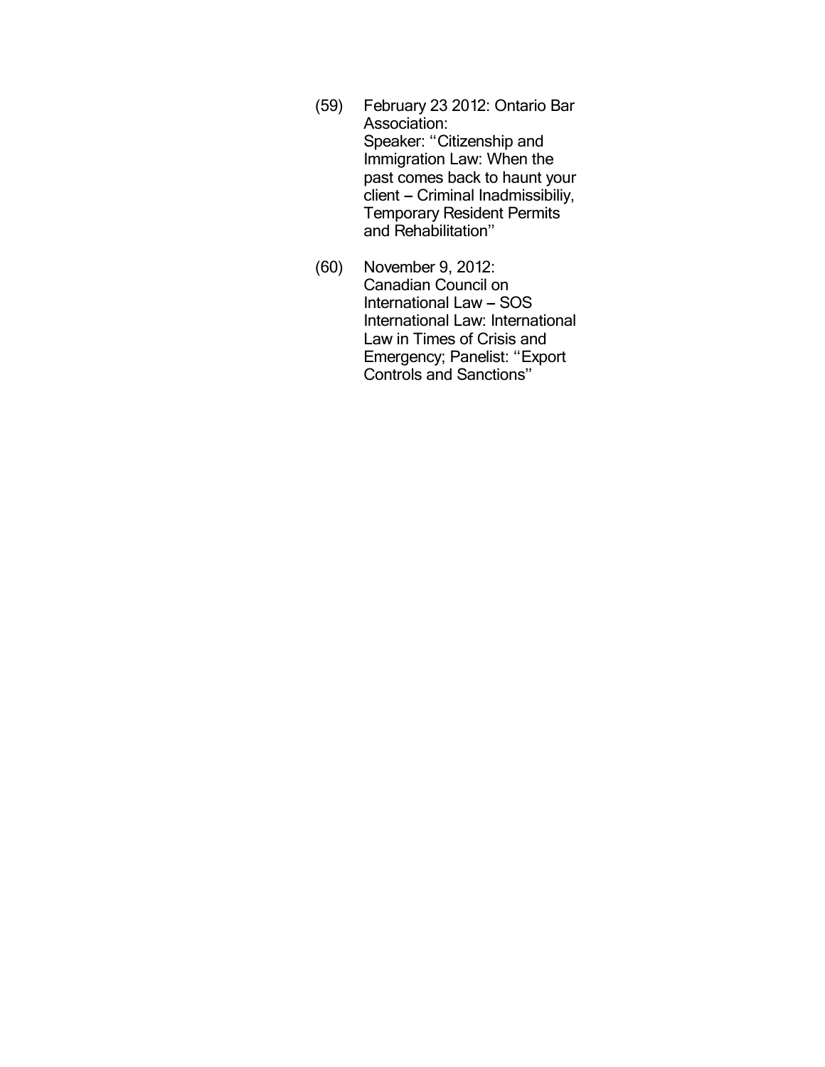(59) February 23 2012: Ontario Bar Association:
Speaker: ‘‘Citizenship and Immigration Law: When the past comes back to haunt your client – Criminal Inadmissibiliy, Temporary Resident Permits and Rehabilitation’’

(60) November 9, 2012:
Canadian Council on International Law – SOS International Law: International Law in Times of Crisis and Emergency; Panelist: ‘‘Export Controls and Sanctions’’